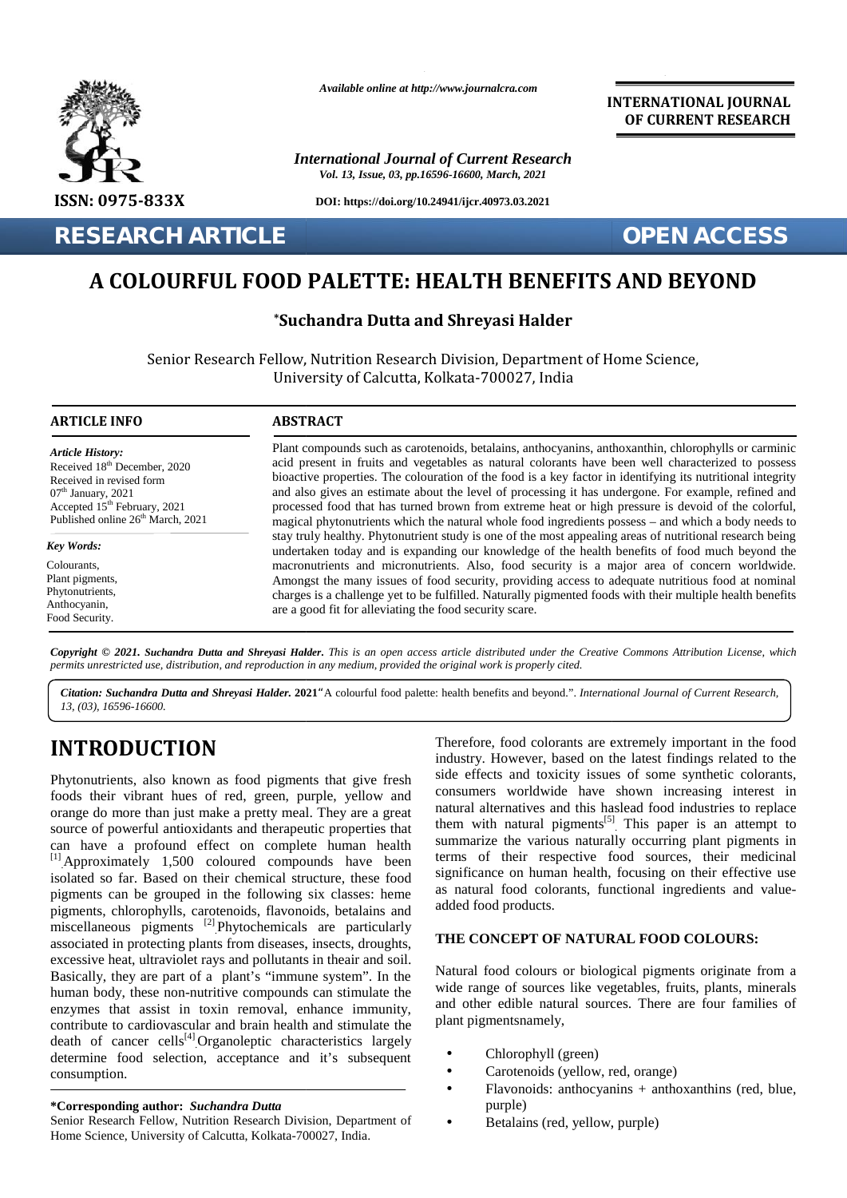Available online at http://www.journalcra.com

International Journal of Current Research

DOI: https://doi.org/10.24941/ijcr.40973.03.2021

ISSN: 0975-833X

INTERNATIONAL JOURNAL OF CURRENT RESEARCH

RESEARCH ARTICLE

OPEN ACCESS

# A COLOURFUL FOOD PALETTE: HEALTH BENEFITS AND BEYOND

**\*Suchandra Dutta and Shreyasi Halder**

Senior Research Fellow, Nutrition Research Division, Department of Home Science, University of Calcutta, Kolkata-700027, India

## ARTICLE INFO

*Article History:*
Received 18th December, 2020
Received in revised form
07th January, 2021
Accepted 15th February, 2021
Published online 26th March, 2021

*Key Words:*
Colourants,
Plant pigments,
Phytonutrients,
Anthocyanin,
Food Security.

## ABSTRACT

Plant compounds such as carotenoids, betalains, anthocyanins, anthoxanthin, chlorophylls or carminic acid present in fruits and vegetables as natural colorants have been well characterized to possess bioactive properties. The colouration of the food is a key factor in identifying its nutritional integrity and also gives an estimate about the level of processing it has undergone. For example, refined and processed food that has turned brown from extreme heat or high pressure is devoid of the colorful, magical phytonutrients which the natural whole food ingredients possess – and which a body needs to stay truly healthy. Phytonutrient study is one of the most appealing areas of nutritional research being undertaken today and is expanding our knowledge of the health benefits of food much beyond the macronutrients and micronutrients. Also, food security is a major area of concern worldwide. Amongst the many issues of food security, providing access to adequate nutritious food at nominal charges is a challenge yet to be fulfilled. Naturally pigmented foods with their multiple health benefits are a good fit for alleviating the food security scare.

***Copyright © 2021. Suchandra Dutta and Shreyasi Halder.*** *This is an open access article distributed under the Creative Commons Attribution License, which permits unrestricted use, distribution, and reproduction in any medium, provided the original work is properly cited.*

***Citation: Suchandra Dutta and Shreyasi Halder.* 2021**"A colourful food palette: health benefits and beyond.". *International Journal of Current Research, 13, (03), 16596-16600.*

# INTRODUCTION

Phytonutrients, also known as food pigments that give fresh foods their vibrant hues of red, green, purple, yellow and orange do more than just make a pretty meal. They are a great source of powerful antioxidants and therapeutic properties that can have a profound effect on complete human health [1] Approximately 1,500 coloured compounds have been isolated so far. Based on their chemical structure, these food pigments can be grouped in the following six classes: heme pigments, chlorophylls, carotenoids, flavonoids, betalains and miscellaneous pigments [2] Phytochemicals are particularly associated in protecting plants from diseases, insects, droughts, excessive heat, ultraviolet rays and pollutants in theair and soil. Basically, they are part of a plant's "immune system". In the human body, these non-nutritive compounds can stimulate the enzymes that assist in toxin removal, enhance immunity, contribute to cardiovascular and brain health and stimulate the death of cancer cells[4] Organoleptic characteristics largely determine food selection, acceptance and it's subsequent consumption.

Therefore, food colorants are extremely important in the food industry. However, based on the latest findings related to the side effects and toxicity issues of some synthetic colorants, consumers worldwide have shown increasing interest in natural alternatives and this haslead food industries to replace them with natural pigments[5] This paper is an attempt to summarize the various naturally occurring plant pigments in terms of their respective food sources, their medicinal significance on human health, focusing on their effective use as natural food colorants, functional ingredients and value-added food products.

## THE CONCEPT OF NATURAL FOOD COLOURS:

Natural food colours or biological pigments originate from a wide range of sources like vegetables, fruits, plants, minerals and other edible natural sources. There are four families of plant pigmentsnamely,

- Chlorophyll (green)
- Carotenoids (yellow, red, orange)
- Flavonoids: anthocyanins + anthoxanthins (red, blue, purple)
- Betalains (red, yellow, purple)

**\*Corresponding author: *Suchandra Dutta***
Senior Research Fellow, Nutrition Research Division, Department of Home Science, University of Calcutta, Kolkata-700027, India.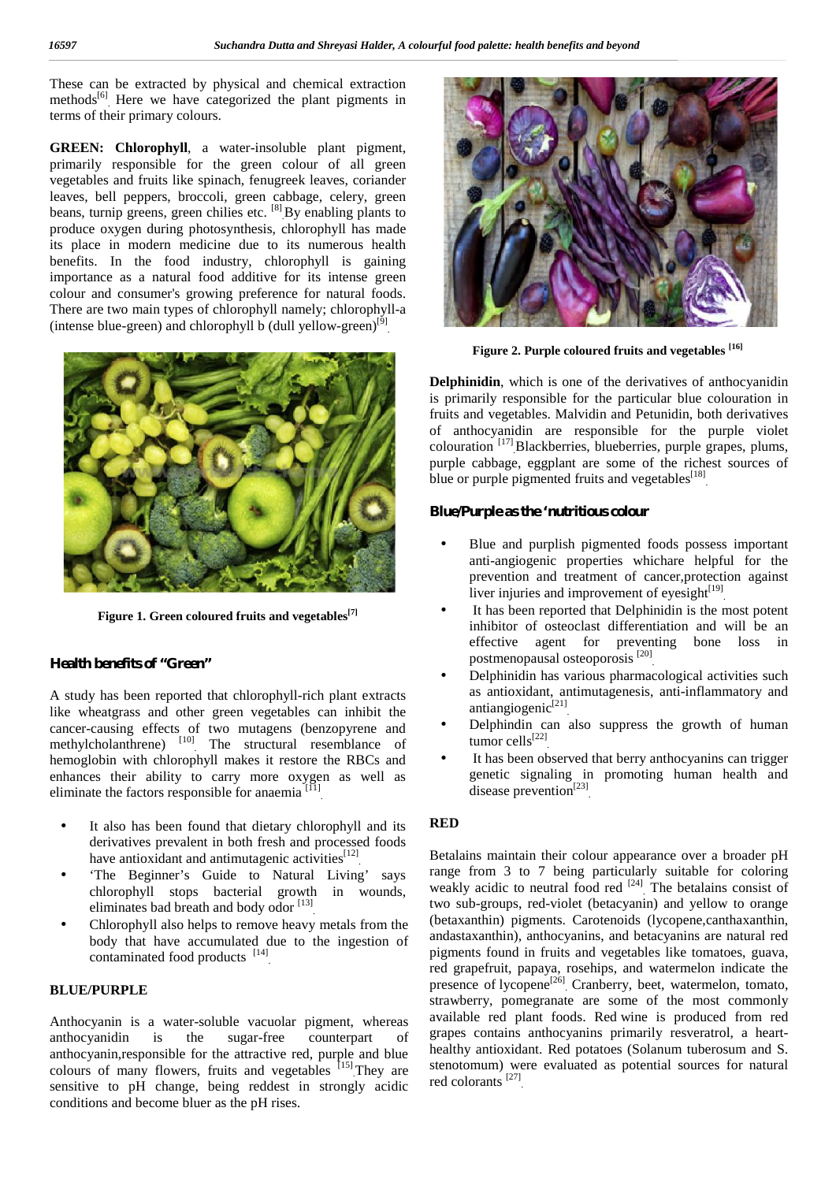These can be extracted by physical and chemical extraction methods[6]. Here we have categorized the plant pigments in terms of their primary colours.

**GREEN: Chlorophyll**, a water-insoluble plant pigment, primarily responsible for the green colour of all green vegetables and fruits like spinach, fenugreek leaves, coriander leaves, bell peppers, broccoli, green cabbage, celery, green beans, turnip greens, green chilies etc. [8]. By enabling plants to produce oxygen during photosynthesis, chlorophyll has made its place in modern medicine due to its numerous health benefits. In the food industry, chlorophyll is gaining importance as a natural food additive for its intense green colour and consumer's growing preference for natural foods. There are two main types of chlorophyll namely; chlorophyll-a (intense blue-green) and chlorophyll b (dull yellow-green)[9].

**Figure 1. Green coloured fruits and vegetables[7]**

## Health benefits of "Green"

A study has been reported that chlorophyll-rich plant extracts like wheatgrass and other green vegetables can inhibit the cancer-causing effects of two mutagens (benzopyrene and methylcholanthrene) [10]. The structural resemblance of hemoglobin with chlorophyll makes it restore the RBCs and enhances their ability to carry more oxygen as well as eliminate the factors responsible for anaemia [11].

- It also has been found that dietary chlorophyll and its derivatives prevalent in both fresh and processed foods have antioxidant and antimutagenic activities[12].
- 'The Beginner's Guide to Natural Living' says chlorophyll stops bacterial growth in wounds, eliminates bad breath and body odor [13].
- Chlorophyll also helps to remove heavy metals from the body that have accumulated due to the ingestion of contaminated food products [14].

**BLUE/PURPLE**

Anthocyanin is a water-soluble vacuolar pigment, whereas anthocyanidin is the sugar-free counterpart of anthocyanin,responsible for the attractive red, purple and blue colours of many flowers, fruits and vegetables [15]. They are sensitive to pH change, being reddest in strongly acidic conditions and become bluer as the pH rises.

**Figure 2. Purple coloured fruits and vegetables [16]**

**Delphinidin**, which is one of the derivatives of anthocyanidin is primarily responsible for the particular blue colouration in fruits and vegetables. Malvidin and Petunidin, both derivatives of anthocyanidin are responsible for the purple violet colouration [17]. Blackberries, blueberries, purple grapes, plums, purple cabbage, eggplant are some of the richest sources of blue or purple pigmented fruits and vegetables[18].

## Blue/Purple as the 'nutritious colour

- Blue and purplish pigmented foods possess important anti-angiogenic properties whichare helpful for the prevention and treatment of cancer,protection against liver injuries and improvement of eyesight[19].
- It has been reported that Delphinidin is the most potent inhibitor of osteoclast differentiation and will be an effective agent for preventing bone loss in postmenopausal osteoporosis [20].
- Delphinidin has various pharmacological activities such as antioxidant, antimutagenesis, anti-inflammatory and antiangiogenic[21].
- Delphindin can also suppress the growth of human tumor cells[22].
- It has been observed that berry anthocyanins can trigger genetic signaling in promoting human health and disease prevention[23].

**RED**

Betalains maintain their colour appearance over a broader pH range from 3 to 7 being particularly suitable for coloring weakly acidic to neutral food red [24]. The betalains consist of two sub-groups, red-violet (betacyanin) and yellow to orange (betaxanthin) pigments. Carotenoids (lycopene,canthaxanthin, andastaxanthin), anthocyanins, and betacyanins are natural red pigments found in fruits and vegetables like tomatoes, guava, red grapefruit, papaya, rosehips, and watermelon indicate the presence of lycopene[26]. Cranberry, beet, watermelon, tomato, strawberry, pomegranate are some of the most commonly available red plant foods. Red wine is produced from red grapes contains anthocyanins primarily resveratrol, a heart-healthy antioxidant. Red potatoes (Solanum tuberosum and S. stenotomum) were evaluated as potential sources for natural red colorants [27].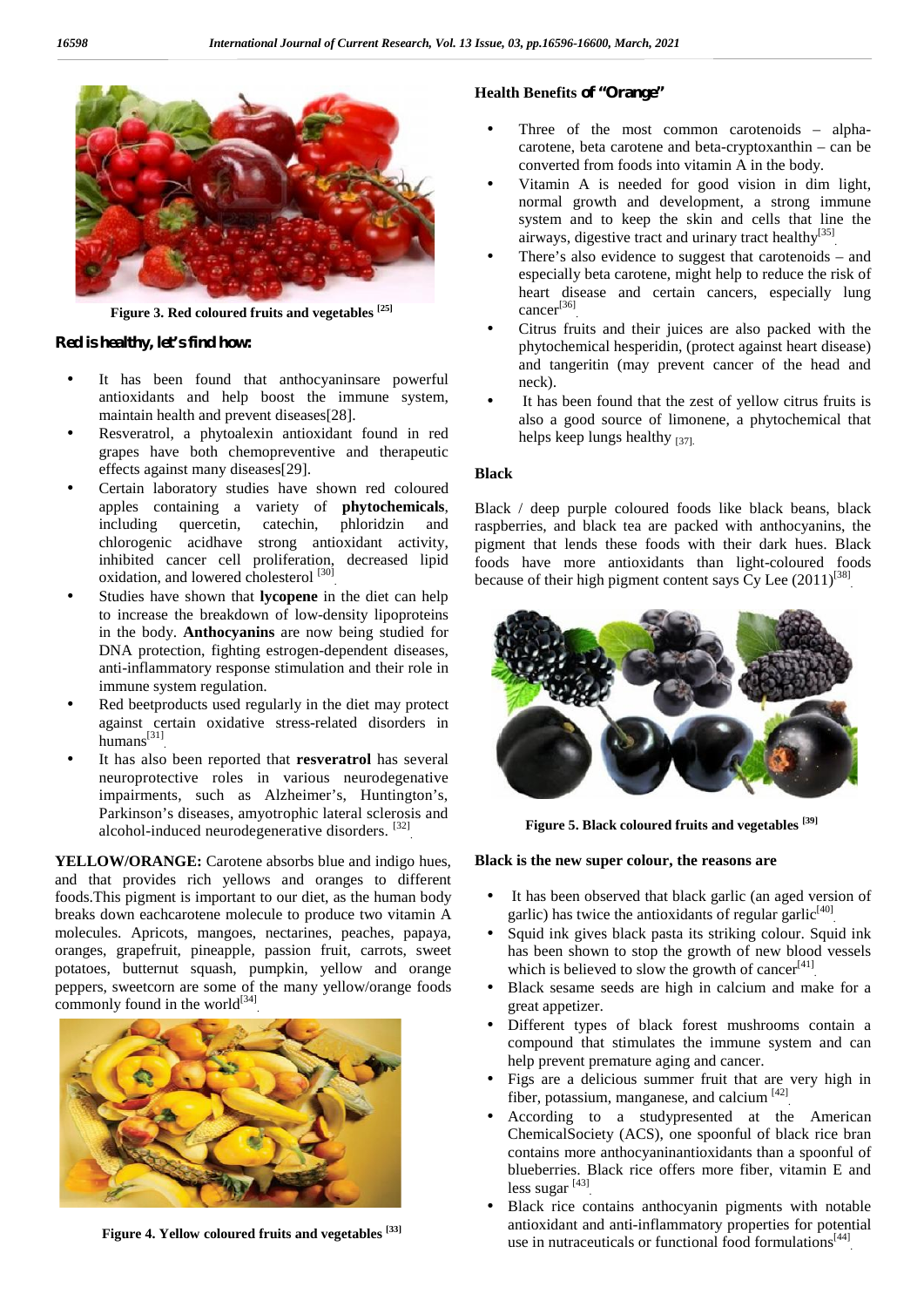Figure 3. Red coloured fruits and vegetables [25]

### Red is healthy, let's find how:

- It has been found that anthocyaninsare powerful antioxidants and help boost the immune system, maintain health and prevent diseases[28].
- Resveratrol, a phytoalexin antioxidant found in red grapes have both chemopreventive and therapeutic effects against many diseases[29].
- Certain laboratory studies have shown red coloured apples containing a variety of **phytochemicals**, including quercetin, catechin, phloridzin and chlorogenic acidhave strong antioxidant activity, inhibited cancer cell proliferation, decreased lipid oxidation, and lowered cholesterol [30].
- Studies have shown that **lycopene** in the diet can help to increase the breakdown of low-density lipoproteins in the body. **Anthocyanins** are now being studied for DNA protection, fighting estrogen-dependent diseases, anti-inflammatory response stimulation and their role in immune system regulation.
- Red beetproducts used regularly in the diet may protect against certain oxidative stress-related disorders in humans[31].
- It has also been reported that **resveratrol** has several neuroprotective roles in various neurodegenerative impairments, such as Alzheimer's, Huntington's, Parkinson's diseases, amyotrophic lateral sclerosis and alcohol-induced neurodegenerative disorders. [32].

**YELLOW/ORANGE:** Carotene absorbs blue and indigo hues, and that provides rich yellows and oranges to different foods.This pigment is important to our diet, as the human body breaks down eachcarotene molecule to produce two vitamin A molecules. Apricots, mangoes, nectarines, peaches, papaya, oranges, grapefruit, pineapple, passion fruit, carrots, sweet potatoes, butternut squash, pumpkin, yellow and orange peppers, sweetcorn are some of the many yellow/orange foods commonly found in the world[34].

Figure 4. Yellow coloured fruits and vegetables [33]

### Health Benefits of "Orange"

- Three of the most common carotenoids – alpha-carotene, beta carotene and beta-cryptoxanthin – can be converted from foods into vitamin A in the body.
- Vitamin A is needed for good vision in dim light, normal growth and development, a strong immune system and to keep the skin and cells that line the airways, digestive tract and urinary tract healthy[35].
- There's also evidence to suggest that carotenoids – and especially beta carotene, might help to reduce the risk of heart disease and certain cancers, especially lung cancer[36].
- Citrus fruits and their juices are also packed with the phytochemical hesperidin, (protect against heart disease) and tangeritin (may prevent cancer of the head and neck).
- It has been found that the zest of yellow citrus fruits is also a good source of limonene, a phytochemical that helps keep lungs healthy [37].

### Black

Black / deep purple coloured foods like black beans, black raspberries, and black tea are packed with anthocyanins, the pigment that lends these foods with their dark hues. Black foods have more antioxidants than light-coloured foods because of their high pigment content says Cy Lee (2011)[38].

Figure 5. Black coloured fruits and vegetables [39]

### Black is the new super colour, the reasons are

- It has been observed that black garlic (an aged version of garlic) has twice the antioxidants of regular garlic[40].
- Squid ink gives black pasta its striking colour. Squid ink has been shown to stop the growth of new blood vessels which is believed to slow the growth of cancer[41].
- Black sesame seeds are high in calcium and make for a great appetizer.
- Different types of black forest mushrooms contain a compound that stimulates the immune system and can help prevent premature aging and cancer.
- Figs are a delicious summer fruit that are very high in fiber, potassium, manganese, and calcium [42].
- According to a studypresented at the American ChemicalSociety (ACS), one spoonful of black rice bran contains more anthocyaninantioxidants than a spoonful of blueberries. Black rice offers more fiber, vitamin E and less sugar [43].
- Black rice contains anthocyanin pigments with notable antioxidant and anti-inflammatory properties for potential use in nutraceuticals or functional food formulations[44].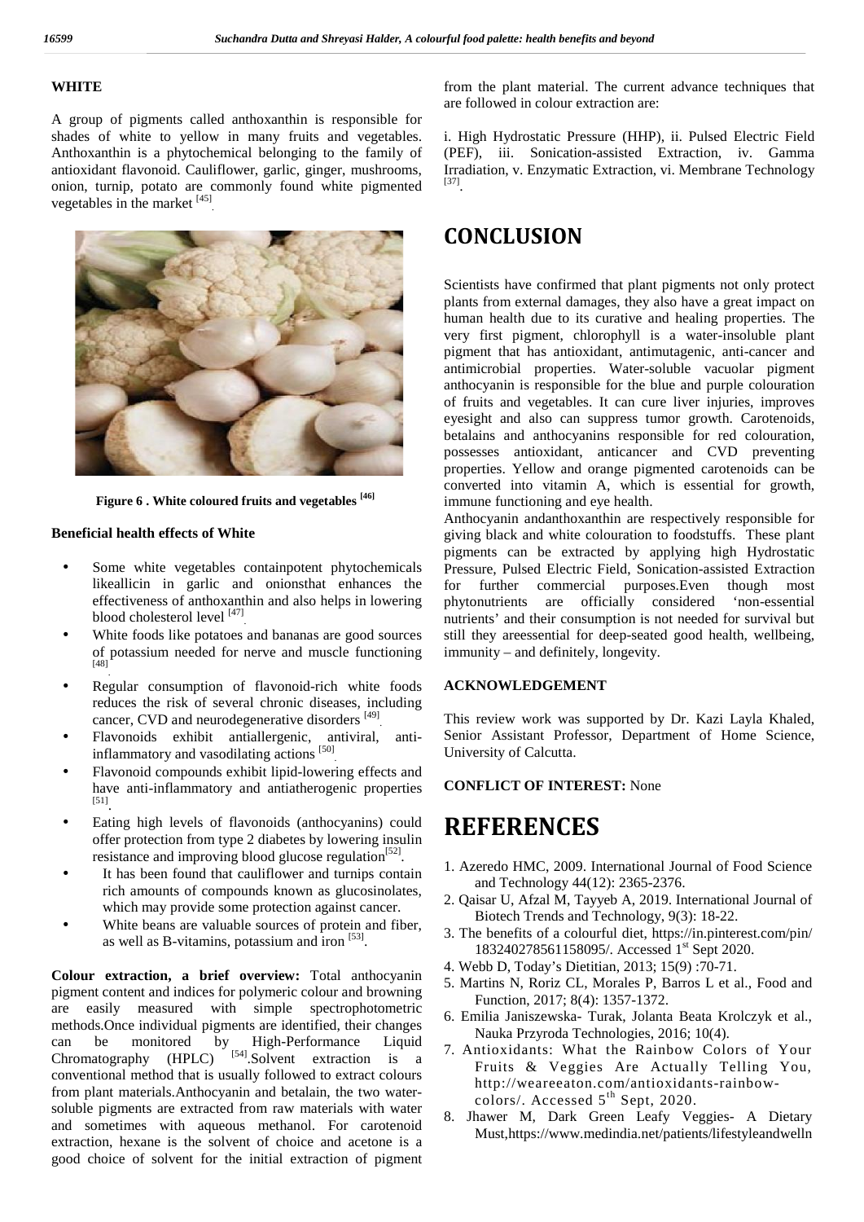## WHITE

A group of pigments called anthoxanthin is responsible for shades of white to yellow in many fruits and vegetables. Anthoxanthin is a phytochemical belonging to the family of antioxidant flavonoid. Cauliflower, garlic, ginger, mushrooms, onion, turnip, potato are commonly found white pigmented vegetables in the market [45].

**Figure 6 . White coloured fruits and vegetables [46]**

### Beneficial health effects of White

- Some white vegetables containpotent phytochemicals likeallicin in garlic and onionsthat enhances the effectiveness of anthoxanthin and also helps in lowering blood cholesterol level [47].
- White foods like potatoes and bananas are good sources of potassium needed for nerve and muscle functioning [48].
- Regular consumption of flavonoid-rich white foods reduces the risk of several chronic diseases, including cancer, CVD and neurodegenerative disorders [49].
- Flavonoids exhibit antiallergenic, antiviral, anti-inflammatory and vasodilating actions [50].
- Flavonoid compounds exhibit lipid-lowering effects and have anti-inflammatory and antiatherogenic properties [51].
- Eating high levels of flavonoids (anthocyanins) could offer protection from type 2 diabetes by lowering insulin resistance and improving blood glucose regulation[52].
- It has been found that cauliflower and turnips contain rich amounts of compounds known as glucosinolates, which may provide some protection against cancer.
- White beans are valuable sources of protein and fiber, as well as B-vitamins, potassium and iron [53].

**Colour extraction, a brief overview:** Total anthocyanin pigment content and indices for polymeric colour and browning are easily measured with simple spectrophotometric methods.Once individual pigments are identified, their changes can be monitored by High-Performance Liquid Chromatography (HPLC) [54].Solvent extraction is a conventional method that is usually followed to extract colours from plant materials.Anthocyanin and betalain, the two water-soluble pigments are extracted from raw materials with water and sometimes with aqueous methanol. For carotenoid extraction, hexane is the solvent of choice and acetone is a good choice of solvent for the initial extraction of pigment from the plant material. The current advance techniques that are followed in colour extraction are:

i. High Hydrostatic Pressure (HHP), ii. Pulsed Electric Field (PEF), iii. Sonication-assisted Extraction, iv. Gamma Irradiation, v. Enzymatic Extraction, vi. Membrane Technology [37].

# CONCLUSION

Scientists have confirmed that plant pigments not only protect plants from external damages, they also have a great impact on human health due to its curative and healing properties. The very first pigment, chlorophyll is a water-insoluble plant pigment that has antioxidant, antimutagenic, anti-cancer and antimicrobial properties. Water-soluble vacuolar pigment anthocyanin is responsible for the blue and purple colouration of fruits and vegetables. It can cure liver injuries, improves eyesight and also can suppress tumor growth. Carotenoids, betalains and anthocyanins responsible for red colouration, possesses antioxidant, anticancer and CVD preventing properties. Yellow and orange pigmented carotenoids can be converted into vitamin A, which is essential for growth, immune functioning and eye health.

Anthocyanin andanthoxanthin are respectively responsible for giving black and white colouration to foodstuffs. These plant pigments can be extracted by applying high Hydrostatic Pressure, Pulsed Electric Field, Sonication-assisted Extraction for further commercial purposes.Even though most phytonutrients are officially considered 'non-essential nutrients' and their consumption is not needed for survival but still they areessential for deep-seated good health, wellbeing, immunity – and definitely, longevity.

### ACKNOWLEDGEMENT

This review work was supported by Dr. Kazi Layla Khaled, Senior Assistant Professor, Department of Home Science, University of Calcutta.

**CONFLICT OF INTEREST:** None

# REFERENCES

1. Azeredo HMC, 2009. International Journal of Food Science and Technology 44(12): 2365-2376.
2. Qaisar U, Afzal M, Tayyeb A, 2019. International Journal of Biotech Trends and Technology, 9(3): 18-22.
3. The benefits of a colourful diet, https://in.pinterest.com/pin/183240278561158095/. Accessed 1st Sept 2020.
4. Webb D, Today's Dietitian, 2013; 15(9) :70-71.
5. Martins N, Roriz CL, Morales P, Barros L et al., Food and Function, 2017; 8(4): 1357-1372.
6. Emilia Janiszewska- Turak, Jolanta Beata Krolczyk et al., Nauka Przyroda Technologies, 2016; 10(4).
7. Antioxidants: What the Rainbow Colors of Your Fruits & Veggies Are Actually Telling You, http://weareeaton.com/antioxidants-rainbow-colors/. Accessed 5th Sept, 2020.
8. Jhawer M, Dark Green Leafy Veggies- A Dietary Must,https://www.medindia.net/patients/lifestyleandwelln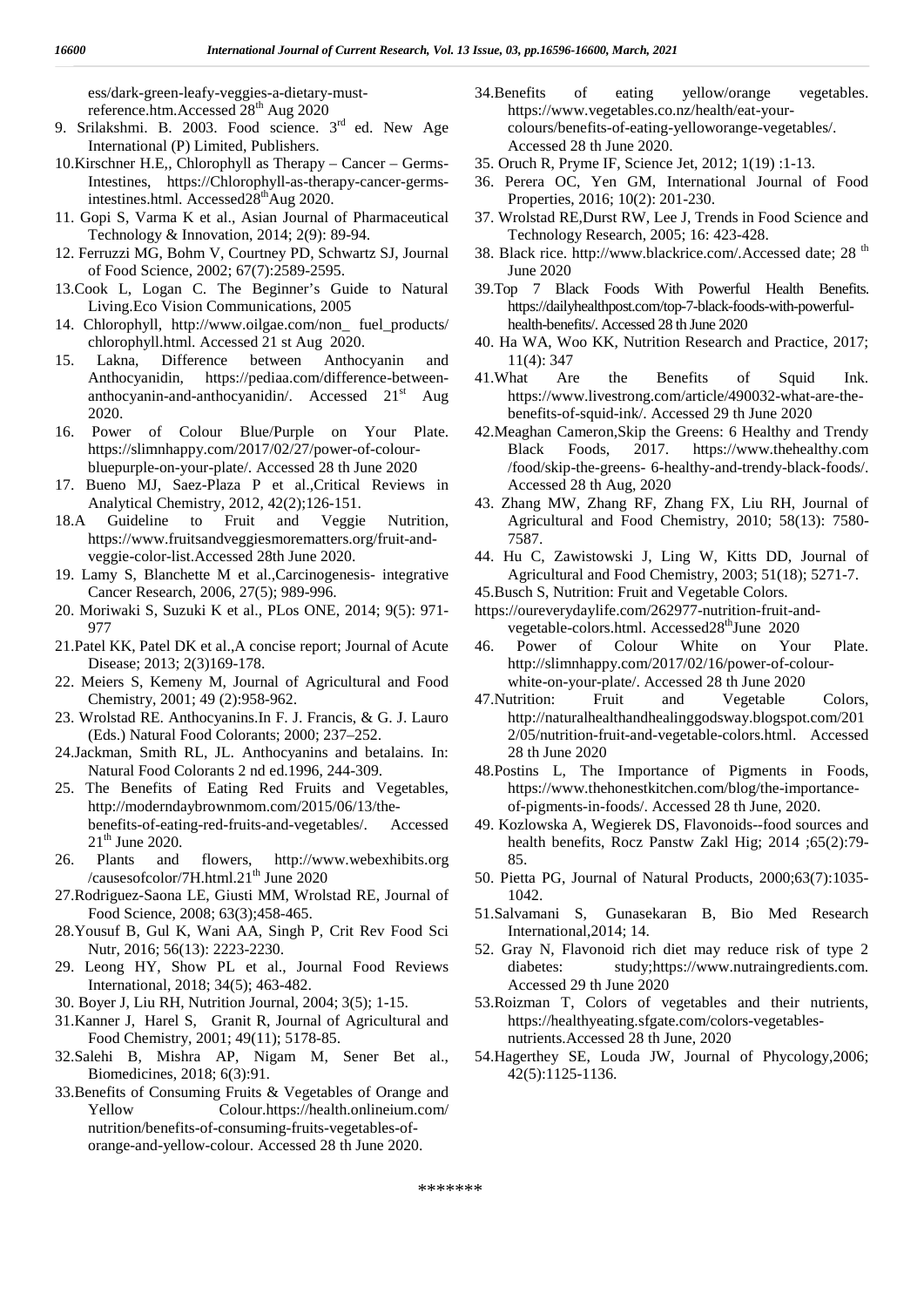ess/dark-green-leafy-veggies-a-dietary-must-reference.htm.Accessed 28th Aug 2020

9. Srilakshmi. B. 2003. Food science. 3rd ed. New Age International (P) Limited, Publishers.
10. Kirschner H.E,, Chlorophyll as Therapy – Cancer – Germs-Intestines, https://Chlorophyll-as-therapy-cancer-germs-intestines.html. Accessed28thAug 2020.
11. Gopi S, Varma K et al., Asian Journal of Pharmaceutical Technology & Innovation, 2014; 2(9): 89-94.
12. Ferruzzi MG, Bohm V, Courtney PD, Schwartz SJ, Journal of Food Science, 2002; 67(7):2589-2595.
13. Cook L, Logan C. The Beginner's Guide to Natural Living.Eco Vision Communications, 2005
14. Chlorophyll, http://www.oilgae.com/non_ fuel_products/ chlorophyll.html. Accessed 21 st Aug 2020.
15. Lakna, Difference between Anthocyanin and Anthocyanidin, https://pediaa.com/difference-between-anthocyanin-and-anthocyanidin/. Accessed 21st Aug 2020.
16. Power of Colour Blue/Purple on Your Plate. https://slimnhappy.com/2017/02/27/power-of-colour-bluepurple-on-your-plate/. Accessed 28 th June 2020
17. Bueno MJ, Saez-Plaza P et al.,Critical Reviews in Analytical Chemistry, 2012, 42(2);126-151.
18. A Guideline to Fruit and Veggie Nutrition, https://www.fruitsandveggiesmorematters.org/fruit-and-veggie-color-list.Accessed 28th June 2020.
19. Lamy S, Blanchette M et al.,Carcinogenesis- integrative Cancer Research, 2006, 27(5); 989-996.
20. Moriwaki S, Suzuki K et al., PLos ONE, 2014; 9(5): 971-977
21. Patel KK, Patel DK et al.,A concise report; Journal of Acute Disease; 2013; 2(3)169-178.
22. Meiers S, Kemeny M, Journal of Agricultural and Food Chemistry, 2001; 49 (2):958-962.
23. Wrolstad RE. Anthocyanins.In F. J. Francis, & G. J. Lauro (Eds.) Natural Food Colorants; 2000; 237–252.
24. Jackman, Smith RL, JL. Anthocyanins and betalains. In: Natural Food Colorants 2 nd ed.1996, 244-309.
25. The Benefits of Eating Red Fruits and Vegetables, http://moderndaybrownmom.com/2015/06/13/the-benefits-of-eating-red-fruits-and-vegetables/. Accessed 21th June 2020.
26. Plants and flowers, http://www.webexhibits.org /causesofcolor/7H.html.21th June 2020
27. Rodriguez-Saona LE, Giusti MM, Wrolstad RE, Journal of Food Science, 2008; 63(3);458-465.
28. Yousuf B, Gul K, Wani AA, Singh P, Crit Rev Food Sci Nutr, 2016; 56(13): 2223-2230.
29. Leong HY, Show PL et al., Journal Food Reviews International, 2018; 34(5); 463-482.
30. Boyer J, Liu RH, Nutrition Journal, 2004; 3(5); 1-15.
31. Kanner J, Harel S, Granit R, Journal of Agricultural and Food Chemistry, 2001; 49(11); 5178-85.
32. Salehi B, Mishra AP, Nigam M, Sener Bet al., Biomedicines, 2018; 6(3):91.
33. Benefits of Consuming Fruits & Vegetables of Orange and Yellow Colour.https://health.onlineium.com/ nutrition/benefits-of-consuming-fruits-vegetables-of-orange-and-yellow-colour. Accessed 28 th June 2020.
34. Benefits of eating yellow/orange vegetables. https://www.vegetables.co.nz/health/eat-your-colours/benefits-of-eating-yelloworange-vegetables/. Accessed 28 th June 2020.
35. Oruch R, Pryme IF, Science Jet, 2012; 1(19) :1-13.
36. Perera OC, Yen GM, International Journal of Food Properties, 2016; 10(2): 201-230.
37. Wrolstad RE,Durst RW, Lee J, Trends in Food Science and Technology Research, 2005; 16: 423-428.
38. Black rice. http://www.blackrice.com/.Accessed date; 28 th June 2020
39. Top 7 Black Foods With Powerful Health Benefits. https://dailyhealthpost.com/top-7-black-foods-with-powerful-health-benefits/. Accessed 28 th June 2020
40. Ha WA, Woo KK, Nutrition Research and Practice, 2017; 11(4): 347
41. What Are the Benefits of Squid Ink. https://www.livestrong.com/article/490032-what-are-the-benefits-of-squid-ink/. Accessed 29 th June 2020
42. Meaghan Cameron,Skip the Greens: 6 Healthy and Trendy Black Foods, 2017. https://www.thehealthy.com /food/skip-the-greens- 6-healthy-and-trendy-black-foods/. Accessed 28 th Aug, 2020
43. Zhang MW, Zhang RF, Zhang FX, Liu RH, Journal of Agricultural and Food Chemistry, 2010; 58(13): 7580-7587.
44. Hu C, Zawistowski J, Ling W, Kitts DD, Journal of Agricultural and Food Chemistry, 2003; 51(18); 5271-7.
45. Busch S, Nutrition: Fruit and Vegetable Colors. https://oureverydaylife.com/262977-nutrition-fruit-and-vegetable-colors.html. Accessed28thJune 2020
46. Power of Colour White on Your Plate. http://slimnhappy.com/2017/02/16/power-of-colour-white-on-your-plate/. Accessed 28 th June 2020
47. Nutrition: Fruit and Vegetable Colors, http://naturalhealthandhealinggodsway.blogspot.com/2012/05/nutrition-fruit-and-vegetable-colors.html. Accessed 28 th June 2020
48. Postins L, The Importance of Pigments in Foods, https://www.thehonestkitchen.com/blog/the-importance-of-pigments-in-foods/. Accessed 28 th June, 2020.
49. Kozlowska A, Wegierek DS, Flavonoids--food sources and health benefits, Rocz Panstw Zakl Hig; 2014 ;65(2):79-85.
50. Pietta PG, Journal of Natural Products, 2000;63(7):1035-1042.
51. Salvamani S, Gunasekaran B, Bio Med Research International,2014; 14.
52. Gray N, Flavonoid rich diet may reduce risk of type 2 diabetes: study;https://www.nutraingredients.com. Accessed 29 th June 2020
53. Roizman T, Colors of vegetables and their nutrients, https://healthyeating.sfgate.com/colors-vegetables-nutrients.Accessed 28 th June, 2020
54. Hagerthey SE, Louda JW, Journal of Phycology,2006; 42(5):1125-1136.

\*\*\*\*\*\*\*